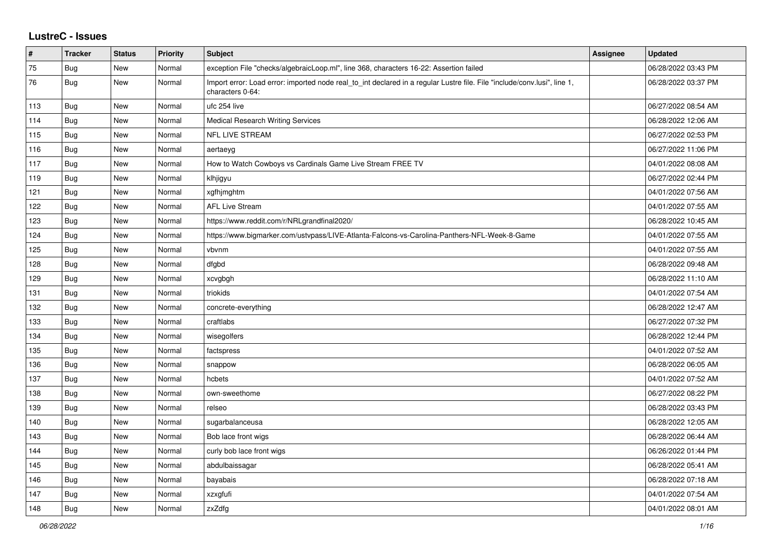# LustreC - Issues

| # | Tracker | Status | Priority | Subject | Assignee | Updated |
|---|---|---|---|---|---|---|
| 75 | Bug | New | Normal | exception File "checks/algebraicLoop.ml", line 368, characters 16-22: Assertion failed | | 06/28/2022 03:43 PM |
| 76 | Bug | New | Normal | Import error: Load error: imported node real_to_int declared in a regular Lustre file. File "include/conv.lusi", line 1, characters 0-64: | | 06/28/2022 03:37 PM |
| 113 | Bug | New | Normal | ufc 254 live | | 06/27/2022 08:54 AM |
| 114 | Bug | New | Normal | Medical Research Writing Services | | 06/28/2022 12:06 AM |
| 115 | Bug | New | Normal | NFL LIVE STREAM | | 06/27/2022 02:53 PM |
| 116 | Bug | New | Normal | aertaeyg | | 06/27/2022 11:06 PM |
| 117 | Bug | New | Normal | How to Watch Cowboys vs Cardinals Game Live Stream FREE TV | | 04/01/2022 08:08 AM |
| 119 | Bug | New | Normal | klhjigyu | | 06/27/2022 02:44 PM |
| 121 | Bug | New | Normal | xgfhjmghtm | | 04/01/2022 07:56 AM |
| 122 | Bug | New | Normal | AFL Live Stream | | 04/01/2022 07:55 AM |
| 123 | Bug | New | Normal | https://www.reddit.com/r/NRLgrandfinal2020/ | | 06/28/2022 10:45 AM |
| 124 | Bug | New | Normal | https://www.bigmarker.com/ustvpass/LIVE-Atlanta-Falcons-vs-Carolina-Panthers-NFL-Week-8-Game | | 04/01/2022 07:55 AM |
| 125 | Bug | New | Normal | vbvnm | | 04/01/2022 07:55 AM |
| 128 | Bug | New | Normal | dfgbd | | 06/28/2022 09:48 AM |
| 129 | Bug | New | Normal | xcvgbgh | | 06/28/2022 11:10 AM |
| 131 | Bug | New | Normal | triokids | | 04/01/2022 07:54 AM |
| 132 | Bug | New | Normal | concrete-everything | | 06/28/2022 12:47 AM |
| 133 | Bug | New | Normal | craftlabs | | 06/27/2022 07:32 PM |
| 134 | Bug | New | Normal | wisegolfers | | 06/28/2022 12:44 PM |
| 135 | Bug | New | Normal | factspress | | 04/01/2022 07:52 AM |
| 136 | Bug | New | Normal | snappow | | 06/28/2022 06:05 AM |
| 137 | Bug | New | Normal | hcbets | | 04/01/2022 07:52 AM |
| 138 | Bug | New | Normal | own-sweethome | | 06/27/2022 08:22 PM |
| 139 | Bug | New | Normal | relseo | | 06/28/2022 03:43 PM |
| 140 | Bug | New | Normal | sugarbalanceusa | | 06/28/2022 12:05 AM |
| 143 | Bug | New | Normal | Bob lace front wigs | | 06/28/2022 06:44 AM |
| 144 | Bug | New | Normal | curly bob lace front wigs | | 06/26/2022 01:44 PM |
| 145 | Bug | New | Normal | abdulbaissagar | | 06/28/2022 05:41 AM |
| 146 | Bug | New | Normal | bayabais | | 06/28/2022 07:18 AM |
| 147 | Bug | New | Normal | xzxgfufi | | 04/01/2022 07:54 AM |
| 148 | Bug | New | Normal | zxZdfg | | 04/01/2022 08:01 AM |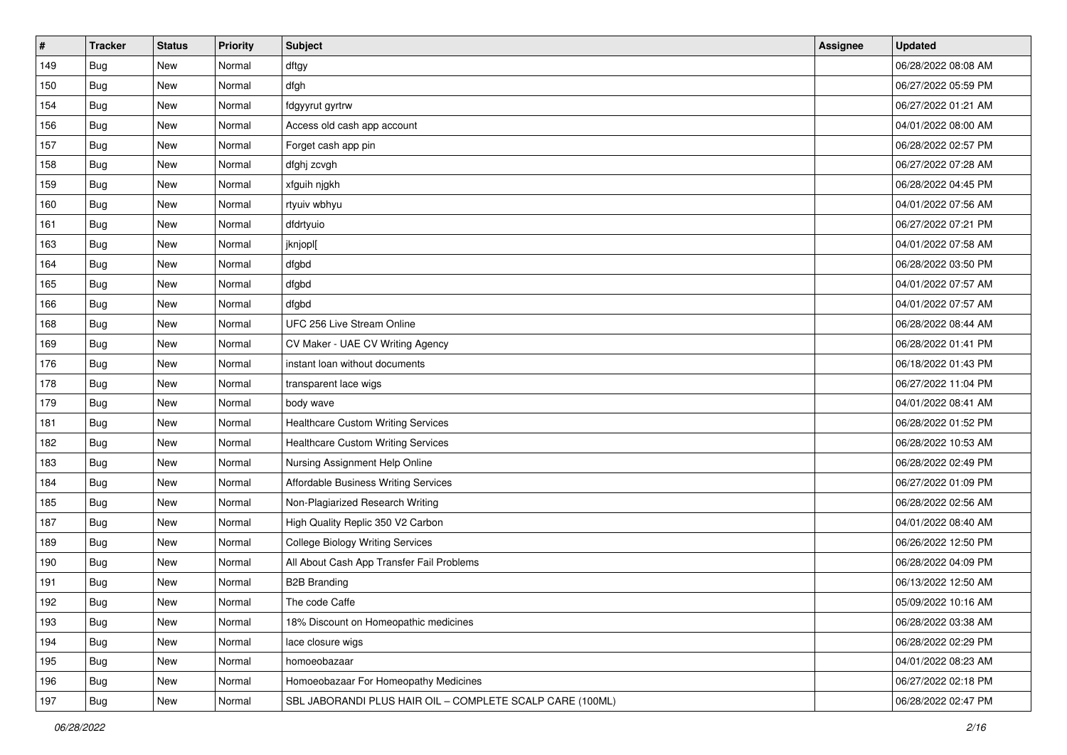| # | Tracker | Status | Priority | Subject | Assignee | Updated |
|---|---|---|---|---|---|---|
| 149 | Bug | New | Normal | dftgy | | 06/28/2022 08:08 AM |
| 150 | Bug | New | Normal | dfgh | | 06/27/2022 05:59 PM |
| 154 | Bug | New | Normal | fdgyyrut gyrtrw | | 06/27/2022 01:21 AM |
| 156 | Bug | New | Normal | Access old cash app account | | 04/01/2022 08:00 AM |
| 157 | Bug | New | Normal | Forget cash app pin | | 06/28/2022 02:57 PM |
| 158 | Bug | New | Normal | dfghj zcvgh | | 06/27/2022 07:28 AM |
| 159 | Bug | New | Normal | xfguih njgkh | | 06/28/2022 04:45 PM |
| 160 | Bug | New | Normal | rtyuiv wbhyu | | 04/01/2022 07:56 AM |
| 161 | Bug | New | Normal | dfdrtyuio | | 06/27/2022 07:21 PM |
| 163 | Bug | New | Normal | jknjopl[ | | 04/01/2022 07:58 AM |
| 164 | Bug | New | Normal | dfgbd | | 06/28/2022 03:50 PM |
| 165 | Bug | New | Normal | dfgbd | | 04/01/2022 07:57 AM |
| 166 | Bug | New | Normal | dfgbd | | 04/01/2022 07:57 AM |
| 168 | Bug | New | Normal | UFC 256 Live Stream Online | | 06/28/2022 08:44 AM |
| 169 | Bug | New | Normal | CV Maker - UAE CV Writing Agency | | 06/28/2022 01:41 PM |
| 176 | Bug | New | Normal | instant loan without documents | | 06/18/2022 01:43 PM |
| 178 | Bug | New | Normal | transparent lace wigs | | 06/27/2022 11:04 PM |
| 179 | Bug | New | Normal | body wave | | 04/01/2022 08:41 AM |
| 181 | Bug | New | Normal | Healthcare Custom Writing Services | | 06/28/2022 01:52 PM |
| 182 | Bug | New | Normal | Healthcare Custom Writing Services | | 06/28/2022 10:53 AM |
| 183 | Bug | New | Normal | Nursing Assignment Help Online | | 06/28/2022 02:49 PM |
| 184 | Bug | New | Normal | Affordable Business Writing Services | | 06/27/2022 01:09 PM |
| 185 | Bug | New | Normal | Non-Plagiarized Research Writing | | 06/28/2022 02:56 AM |
| 187 | Bug | New | Normal | High Quality Replic 350 V2 Carbon | | 04/01/2022 08:40 AM |
| 189 | Bug | New | Normal | College Biology Writing Services | | 06/26/2022 12:50 PM |
| 190 | Bug | New | Normal | All About Cash App Transfer Fail Problems | | 06/28/2022 04:09 PM |
| 191 | Bug | New | Normal | B2B Branding | | 06/13/2022 12:50 AM |
| 192 | Bug | New | Normal | The code Caffe | | 05/09/2022 10:16 AM |
| 193 | Bug | New | Normal | 18% Discount on Homeopathic medicines | | 06/28/2022 03:38 AM |
| 194 | Bug | New | Normal | lace closure wigs | | 06/28/2022 02:29 PM |
| 195 | Bug | New | Normal | homoeobazaar | | 04/01/2022 08:23 AM |
| 196 | Bug | New | Normal | Homoeobazaar For Homeopathy Medicines | | 06/27/2022 02:18 PM |
| 197 | Bug | New | Normal | SBL JABORANDI PLUS HAIR OIL – COMPLETE SCALP CARE (100ML) | | 06/28/2022 02:47 PM |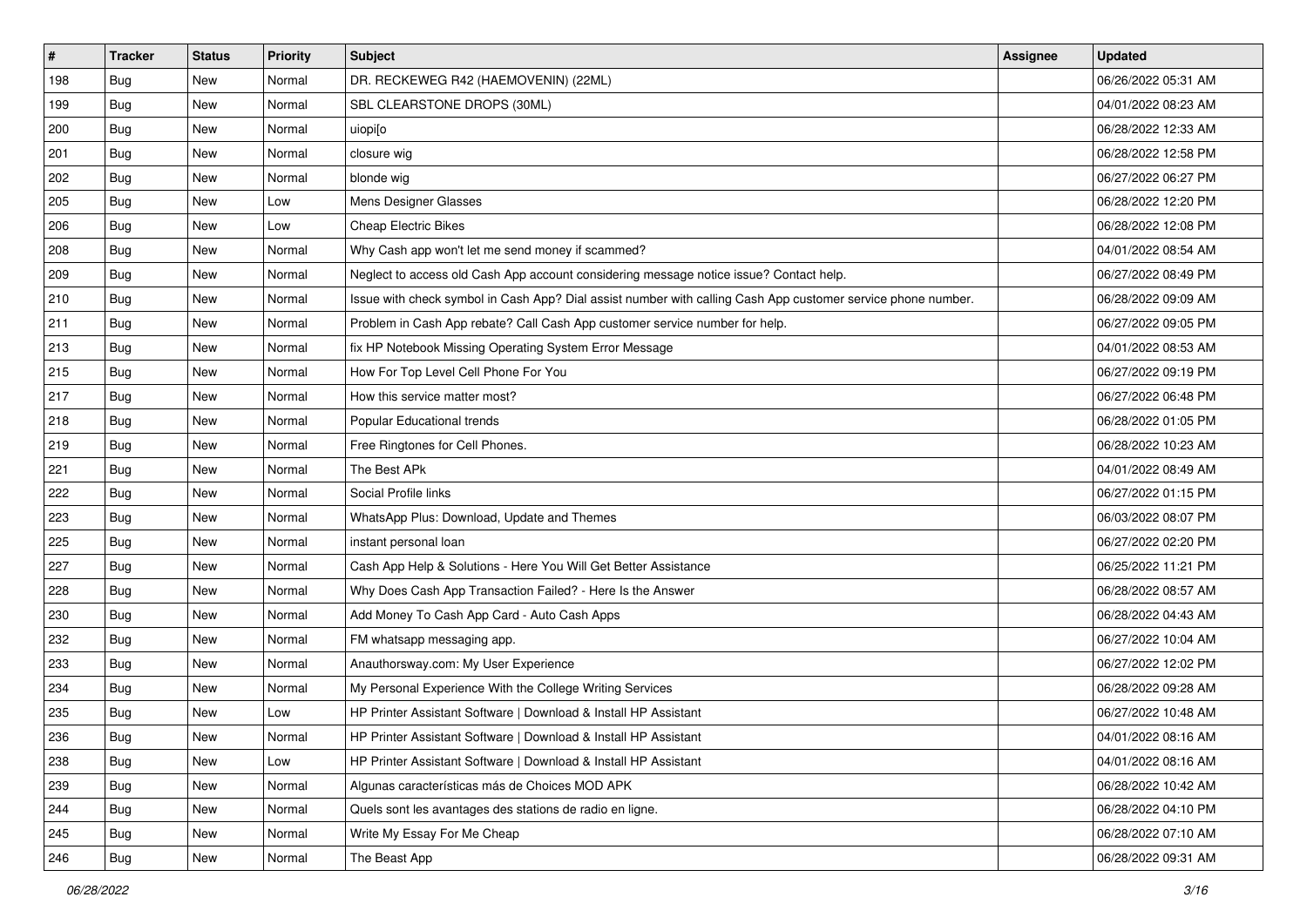| # | Tracker | Status | Priority | Subject | Assignee | Updated |
|---|---|---|---|---|---|---|
| 198 | Bug | New | Normal | DR. RECKEWEG R42 (HAEMOVENIN) (22ML) | | 06/26/2022 05:31 AM |
| 199 | Bug | New | Normal | SBL CLEARSTONE DROPS (30ML) | | 04/01/2022 08:23 AM |
| 200 | Bug | New | Normal | uiopi[o | | 06/28/2022 12:33 AM |
| 201 | Bug | New | Normal | closure wig | | 06/28/2022 12:58 PM |
| 202 | Bug | New | Normal | blonde wig | | 06/27/2022 06:27 PM |
| 205 | Bug | New | Low | Mens Designer Glasses | | 06/28/2022 12:20 PM |
| 206 | Bug | New | Low | Cheap Electric Bikes | | 06/28/2022 12:08 PM |
| 208 | Bug | New | Normal | Why Cash app won't let me send money if scammed? | | 04/01/2022 08:54 AM |
| 209 | Bug | New | Normal | Neglect to access old Cash App account considering message notice issue? Contact help. | | 06/27/2022 08:49 PM |
| 210 | Bug | New | Normal | Issue with check symbol in Cash App? Dial assist number with calling Cash App customer service phone number. | | 06/28/2022 09:09 AM |
| 211 | Bug | New | Normal | Problem in Cash App rebate? Call Cash App customer service number for help. | | 06/27/2022 09:05 PM |
| 213 | Bug | New | Normal | fix HP Notebook Missing Operating System Error Message | | 04/01/2022 08:53 AM |
| 215 | Bug | New | Normal | How For Top Level Cell Phone For You | | 06/27/2022 09:19 PM |
| 217 | Bug | New | Normal | How this service matter most? | | 06/27/2022 06:48 PM |
| 218 | Bug | New | Normal | Popular Educational trends | | 06/28/2022 01:05 PM |
| 219 | Bug | New | Normal | Free Ringtones for Cell Phones. | | 06/28/2022 10:23 AM |
| 221 | Bug | New | Normal | The Best APk | | 04/01/2022 08:49 AM |
| 222 | Bug | New | Normal | Social Profile links | | 06/27/2022 01:15 PM |
| 223 | Bug | New | Normal | WhatsApp Plus: Download, Update and Themes | | 06/03/2022 08:07 PM |
| 225 | Bug | New | Normal | instant personal loan | | 06/27/2022 02:20 PM |
| 227 | Bug | New | Normal | Cash App Help & Solutions - Here You Will Get Better Assistance | | 06/25/2022 11:21 PM |
| 228 | Bug | New | Normal | Why Does Cash App Transaction Failed? - Here Is the Answer | | 06/28/2022 08:57 AM |
| 230 | Bug | New | Normal | Add Money To Cash App Card - Auto Cash Apps | | 06/28/2022 04:43 AM |
| 232 | Bug | New | Normal | FM whatsapp messaging app. | | 06/27/2022 10:04 AM |
| 233 | Bug | New | Normal | Anauthorsway.com: My User Experience | | 06/27/2022 12:02 PM |
| 234 | Bug | New | Normal | My Personal Experience With the College Writing Services | | 06/28/2022 09:28 AM |
| 235 | Bug | New | Low | HP Printer Assistant Software \| Download & Install HP Assistant | | 06/27/2022 10:48 AM |
| 236 | Bug | New | Normal | HP Printer Assistant Software \| Download & Install HP Assistant | | 04/01/2022 08:16 AM |
| 238 | Bug | New | Low | HP Printer Assistant Software \| Download & Install HP Assistant | | 04/01/2022 08:16 AM |
| 239 | Bug | New | Normal | Algunas características más de Choices MOD APK | | 06/28/2022 10:42 AM |
| 244 | Bug | New | Normal | Quels sont les avantages des stations de radio en ligne. | | 06/28/2022 04:10 PM |
| 245 | Bug | New | Normal | Write My Essay For Me Cheap | | 06/28/2022 07:10 AM |
| 246 | Bug | New | Normal | The Beast App | | 06/28/2022 09:31 AM |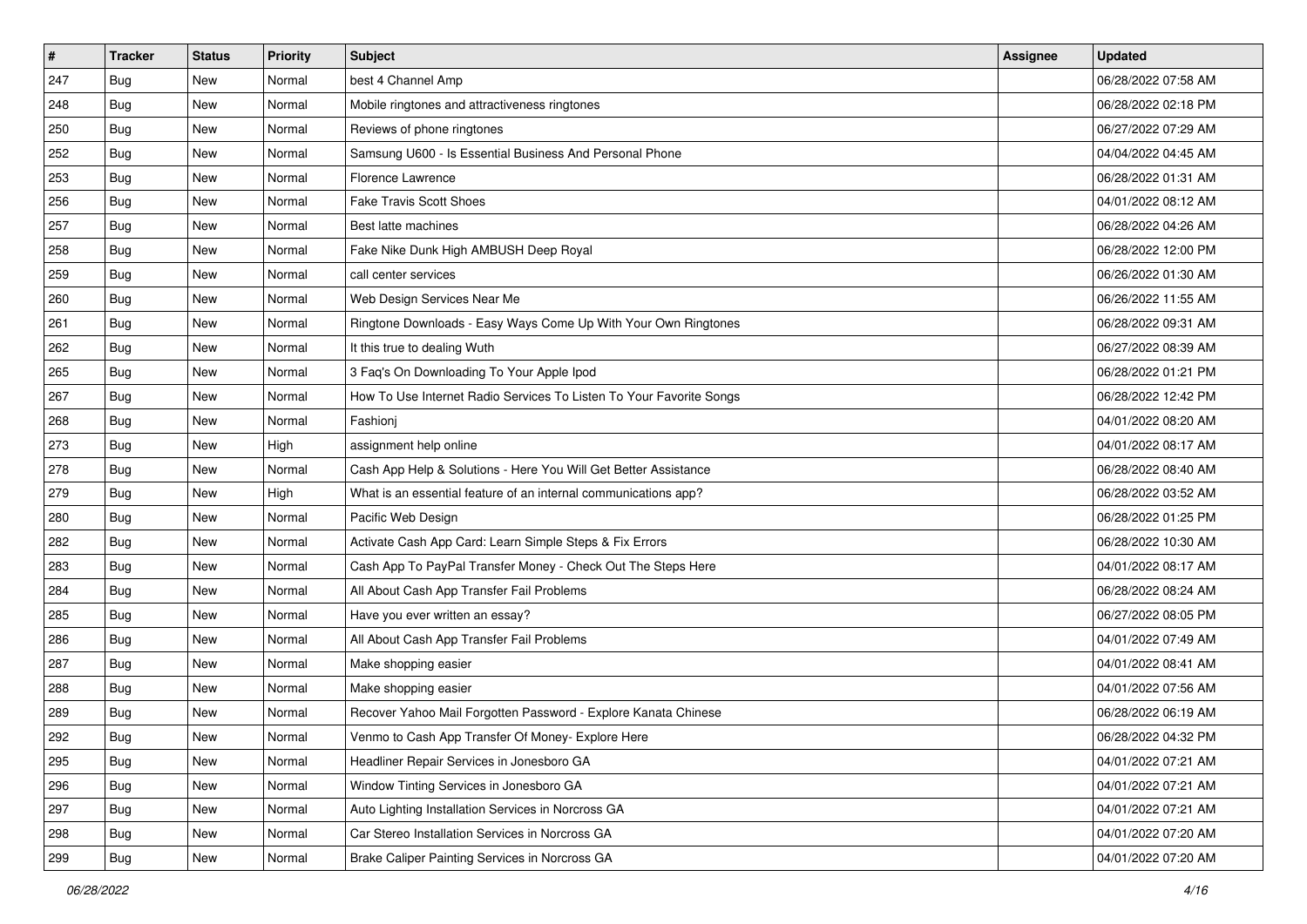| # | Tracker | Status | Priority | Subject | Assignee | Updated |
|---|---|---|---|---|---|---|
| 247 | Bug | New | Normal | best 4 Channel Amp | | 06/28/2022 07:58 AM |
| 248 | Bug | New | Normal | Mobile ringtones and attractiveness ringtones | | 06/28/2022 02:18 PM |
| 250 | Bug | New | Normal | Reviews of phone ringtones | | 06/27/2022 07:29 AM |
| 252 | Bug | New | Normal | Samsung U600 - Is Essential Business And Personal Phone | | 04/04/2022 04:45 AM |
| 253 | Bug | New | Normal | Florence Lawrence | | 06/28/2022 01:31 AM |
| 256 | Bug | New | Normal | Fake Travis Scott Shoes | | 04/01/2022 08:12 AM |
| 257 | Bug | New | Normal | Best latte machines | | 06/28/2022 04:26 AM |
| 258 | Bug | New | Normal | Fake Nike Dunk High AMBUSH Deep Royal | | 06/28/2022 12:00 PM |
| 259 | Bug | New | Normal | call center services | | 06/26/2022 01:30 AM |
| 260 | Bug | New | Normal | Web Design Services Near Me | | 06/26/2022 11:55 AM |
| 261 | Bug | New | Normal | Ringtone Downloads - Easy Ways Come Up With Your Own Ringtones | | 06/28/2022 09:31 AM |
| 262 | Bug | New | Normal | It this true to dealing Wuth | | 06/27/2022 08:39 AM |
| 265 | Bug | New | Normal | 3 Faq's On Downloading To Your Apple Ipod | | 06/28/2022 01:21 PM |
| 267 | Bug | New | Normal | How To Use Internet Radio Services To Listen To Your Favorite Songs | | 06/28/2022 12:42 PM |
| 268 | Bug | New | Normal | Fashionj | | 04/01/2022 08:20 AM |
| 273 | Bug | New | High | assignment help online | | 04/01/2022 08:17 AM |
| 278 | Bug | New | Normal | Cash App Help & Solutions - Here You Will Get Better Assistance | | 06/28/2022 08:40 AM |
| 279 | Bug | New | High | What is an essential feature of an internal communications app? | | 06/28/2022 03:52 AM |
| 280 | Bug | New | Normal | Pacific Web Design | | 06/28/2022 01:25 PM |
| 282 | Bug | New | Normal | Activate Cash App Card: Learn Simple Steps & Fix Errors | | 06/28/2022 10:30 AM |
| 283 | Bug | New | Normal | Cash App To PayPal Transfer Money - Check Out The Steps Here | | 04/01/2022 08:17 AM |
| 284 | Bug | New | Normal | All About Cash App Transfer Fail Problems | | 06/28/2022 08:24 AM |
| 285 | Bug | New | Normal | Have you ever written an essay? | | 06/27/2022 08:05 PM |
| 286 | Bug | New | Normal | All About Cash App Transfer Fail Problems | | 04/01/2022 07:49 AM |
| 287 | Bug | New | Normal | Make shopping easier | | 04/01/2022 08:41 AM |
| 288 | Bug | New | Normal | Make shopping easier | | 04/01/2022 07:56 AM |
| 289 | Bug | New | Normal | Recover Yahoo Mail Forgotten Password - Explore Kanata Chinese | | 06/28/2022 06:19 AM |
| 292 | Bug | New | Normal | Venmo to Cash App Transfer Of Money- Explore Here | | 06/28/2022 04:32 PM |
| 295 | Bug | New | Normal | Headliner Repair Services in Jonesboro GA | | 04/01/2022 07:21 AM |
| 296 | Bug | New | Normal | Window Tinting Services in Jonesboro GA | | 04/01/2022 07:21 AM |
| 297 | Bug | New | Normal | Auto Lighting Installation Services in Norcross GA | | 04/01/2022 07:21 AM |
| 298 | Bug | New | Normal | Car Stereo Installation Services in Norcross GA | | 04/01/2022 07:20 AM |
| 299 | Bug | New | Normal | Brake Caliper Painting Services in Norcross GA | | 04/01/2022 07:20 AM |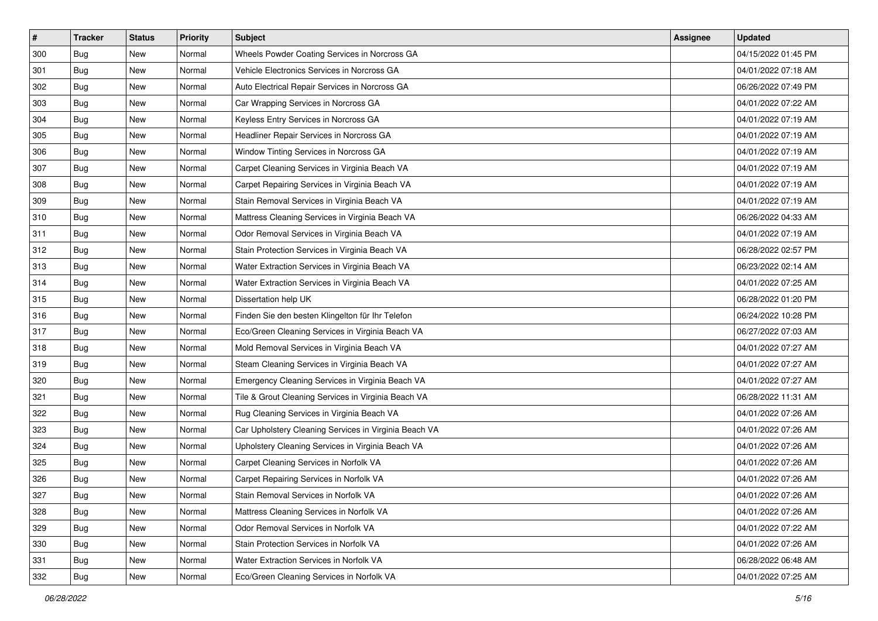| # | Tracker | Status | Priority | Subject | Assignee | Updated |
|---|---|---|---|---|---|---|
| 300 | Bug | New | Normal | Wheels Powder Coating Services in Norcross GA | | 04/15/2022 01:45 PM |
| 301 | Bug | New | Normal | Vehicle Electronics Services in Norcross GA | | 04/01/2022 07:18 AM |
| 302 | Bug | New | Normal | Auto Electrical Repair Services in Norcross GA | | 06/26/2022 07:49 PM |
| 303 | Bug | New | Normal | Car Wrapping Services in Norcross GA | | 04/01/2022 07:22 AM |
| 304 | Bug | New | Normal | Keyless Entry Services in Norcross GA | | 04/01/2022 07:19 AM |
| 305 | Bug | New | Normal | Headliner Repair Services in Norcross GA | | 04/01/2022 07:19 AM |
| 306 | Bug | New | Normal | Window Tinting Services in Norcross GA | | 04/01/2022 07:19 AM |
| 307 | Bug | New | Normal | Carpet Cleaning Services in Virginia Beach VA | | 04/01/2022 07:19 AM |
| 308 | Bug | New | Normal | Carpet Repairing Services in Virginia Beach VA | | 04/01/2022 07:19 AM |
| 309 | Bug | New | Normal | Stain Removal Services in Virginia Beach VA | | 04/01/2022 07:19 AM |
| 310 | Bug | New | Normal | Mattress Cleaning Services in Virginia Beach VA | | 06/26/2022 04:33 AM |
| 311 | Bug | New | Normal | Odor Removal Services in Virginia Beach VA | | 04/01/2022 07:19 AM |
| 312 | Bug | New | Normal | Stain Protection Services in Virginia Beach VA | | 06/28/2022 02:57 PM |
| 313 | Bug | New | Normal | Water Extraction Services in Virginia Beach VA | | 06/23/2022 02:14 AM |
| 314 | Bug | New | Normal | Water Extraction Services in Virginia Beach VA | | 04/01/2022 07:25 AM |
| 315 | Bug | New | Normal | Dissertation help UK | | 06/28/2022 01:20 PM |
| 316 | Bug | New | Normal | Finden Sie den besten Klingelton für Ihr Telefon | | 06/24/2022 10:28 PM |
| 317 | Bug | New | Normal | Eco/Green Cleaning Services in Virginia Beach VA | | 06/27/2022 07:03 AM |
| 318 | Bug | New | Normal | Mold Removal Services in Virginia Beach VA | | 04/01/2022 07:27 AM |
| 319 | Bug | New | Normal | Steam Cleaning Services in Virginia Beach VA | | 04/01/2022 07:27 AM |
| 320 | Bug | New | Normal | Emergency Cleaning Services in Virginia Beach VA | | 04/01/2022 07:27 AM |
| 321 | Bug | New | Normal | Tile & Grout Cleaning Services in Virginia Beach VA | | 06/28/2022 11:31 AM |
| 322 | Bug | New | Normal | Rug Cleaning Services in Virginia Beach VA | | 04/01/2022 07:26 AM |
| 323 | Bug | New | Normal | Car Upholstery Cleaning Services in Virginia Beach VA | | 04/01/2022 07:26 AM |
| 324 | Bug | New | Normal | Upholstery Cleaning Services in Virginia Beach VA | | 04/01/2022 07:26 AM |
| 325 | Bug | New | Normal | Carpet Cleaning Services in Norfolk VA | | 04/01/2022 07:26 AM |
| 326 | Bug | New | Normal | Carpet Repairing Services in Norfolk VA | | 04/01/2022 07:26 AM |
| 327 | Bug | New | Normal | Stain Removal Services in Norfolk VA | | 04/01/2022 07:26 AM |
| 328 | Bug | New | Normal | Mattress Cleaning Services in Norfolk VA | | 04/01/2022 07:26 AM |
| 329 | Bug | New | Normal | Odor Removal Services in Norfolk VA | | 04/01/2022 07:22 AM |
| 330 | Bug | New | Normal | Stain Protection Services in Norfolk VA | | 04/01/2022 07:26 AM |
| 331 | Bug | New | Normal | Water Extraction Services in Norfolk VA | | 06/28/2022 06:48 AM |
| 332 | Bug | New | Normal | Eco/Green Cleaning Services in Norfolk VA | | 04/01/2022 07:25 AM |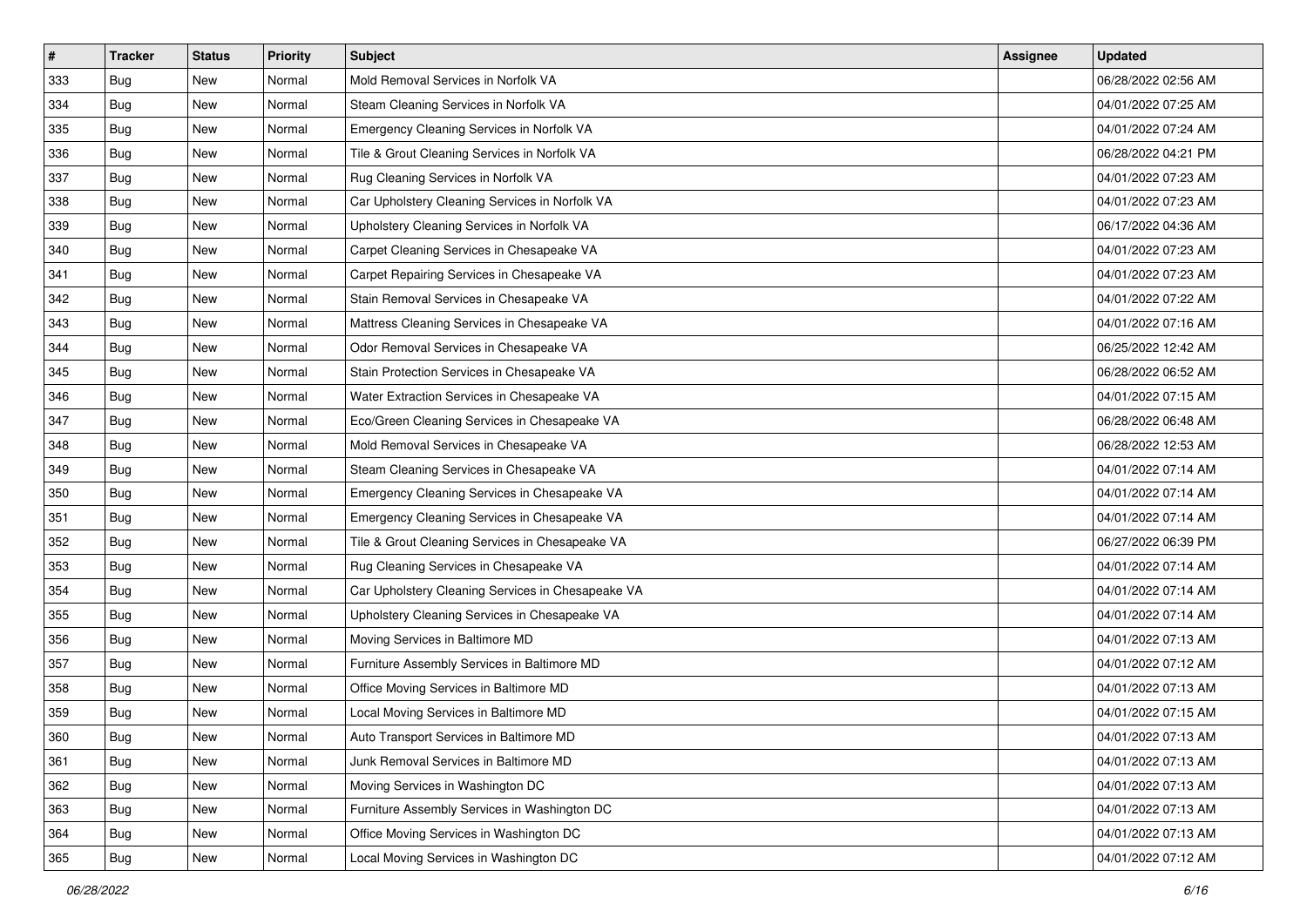| # | Tracker | Status | Priority | Subject | Assignee | Updated |
| --- | --- | --- | --- | --- | --- | --- |
| 333 | Bug | New | Normal | Mold Removal Services in Norfolk VA | | 06/28/2022 02:56 AM |
| 334 | Bug | New | Normal | Steam Cleaning Services in Norfolk VA | | 04/01/2022 07:25 AM |
| 335 | Bug | New | Normal | Emergency Cleaning Services in Norfolk VA | | 04/01/2022 07:24 AM |
| 336 | Bug | New | Normal | Tile & Grout Cleaning Services in Norfolk VA | | 06/28/2022 04:21 PM |
| 337 | Bug | New | Normal | Rug Cleaning Services in Norfolk VA | | 04/01/2022 07:23 AM |
| 338 | Bug | New | Normal | Car Upholstery Cleaning Services in Norfolk VA | | 04/01/2022 07:23 AM |
| 339 | Bug | New | Normal | Upholstery Cleaning Services in Norfolk VA | | 06/17/2022 04:36 AM |
| 340 | Bug | New | Normal | Carpet Cleaning Services in Chesapeake VA | | 04/01/2022 07:23 AM |
| 341 | Bug | New | Normal | Carpet Repairing Services in Chesapeake VA | | 04/01/2022 07:23 AM |
| 342 | Bug | New | Normal | Stain Removal Services in Chesapeake VA | | 04/01/2022 07:22 AM |
| 343 | Bug | New | Normal | Mattress Cleaning Services in Chesapeake VA | | 04/01/2022 07:16 AM |
| 344 | Bug | New | Normal | Odor Removal Services in Chesapeake VA | | 06/25/2022 12:42 AM |
| 345 | Bug | New | Normal | Stain Protection Services in Chesapeake VA | | 06/28/2022 06:52 AM |
| 346 | Bug | New | Normal | Water Extraction Services in Chesapeake VA | | 04/01/2022 07:15 AM |
| 347 | Bug | New | Normal | Eco/Green Cleaning Services in Chesapeake VA | | 06/28/2022 06:48 AM |
| 348 | Bug | New | Normal | Mold Removal Services in Chesapeake VA | | 06/28/2022 12:53 AM |
| 349 | Bug | New | Normal | Steam Cleaning Services in Chesapeake VA | | 04/01/2022 07:14 AM |
| 350 | Bug | New | Normal | Emergency Cleaning Services in Chesapeake VA | | 04/01/2022 07:14 AM |
| 351 | Bug | New | Normal | Emergency Cleaning Services in Chesapeake VA | | 04/01/2022 07:14 AM |
| 352 | Bug | New | Normal | Tile & Grout Cleaning Services in Chesapeake VA | | 06/27/2022 06:39 PM |
| 353 | Bug | New | Normal | Rug Cleaning Services in Chesapeake VA | | 04/01/2022 07:14 AM |
| 354 | Bug | New | Normal | Car Upholstery Cleaning Services in Chesapeake VA | | 04/01/2022 07:14 AM |
| 355 | Bug | New | Normal | Upholstery Cleaning Services in Chesapeake VA | | 04/01/2022 07:14 AM |
| 356 | Bug | New | Normal | Moving Services in Baltimore MD | | 04/01/2022 07:13 AM |
| 357 | Bug | New | Normal | Furniture Assembly Services in Baltimore MD | | 04/01/2022 07:12 AM |
| 358 | Bug | New | Normal | Office Moving Services in Baltimore MD | | 04/01/2022 07:13 AM |
| 359 | Bug | New | Normal | Local Moving Services in Baltimore MD | | 04/01/2022 07:15 AM |
| 360 | Bug | New | Normal | Auto Transport Services in Baltimore MD | | 04/01/2022 07:13 AM |
| 361 | Bug | New | Normal | Junk Removal Services in Baltimore MD | | 04/01/2022 07:13 AM |
| 362 | Bug | New | Normal | Moving Services in Washington DC | | 04/01/2022 07:13 AM |
| 363 | Bug | New | Normal | Furniture Assembly Services in Washington DC | | 04/01/2022 07:13 AM |
| 364 | Bug | New | Normal | Office Moving Services in Washington DC | | 04/01/2022 07:13 AM |
| 365 | Bug | New | Normal | Local Moving Services in Washington DC | | 04/01/2022 07:12 AM |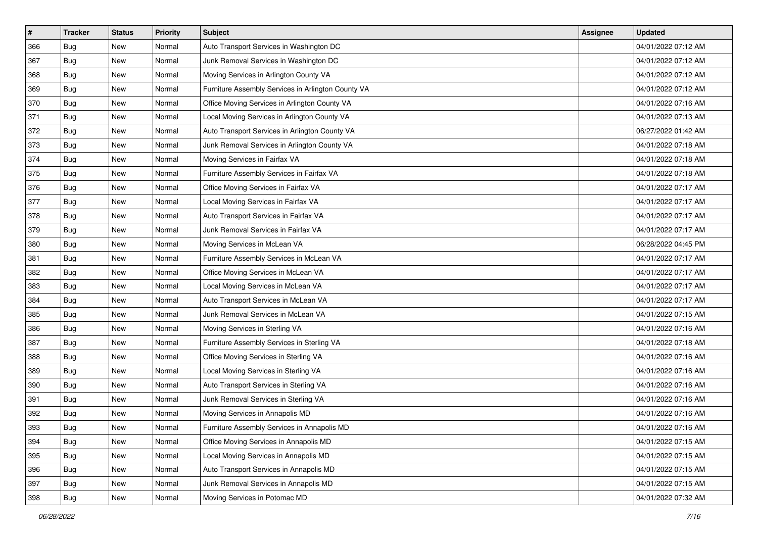| # | Tracker | Status | Priority | Subject | Assignee | Updated |
| --- | --- | --- | --- | --- | --- | --- |
| 366 | Bug | New | Normal | Auto Transport Services in Washington DC | | 04/01/2022 07:12 AM |
| 367 | Bug | New | Normal | Junk Removal Services in Washington DC | | 04/01/2022 07:12 AM |
| 368 | Bug | New | Normal | Moving Services in Arlington County VA | | 04/01/2022 07:12 AM |
| 369 | Bug | New | Normal | Furniture Assembly Services in Arlington County VA | | 04/01/2022 07:12 AM |
| 370 | Bug | New | Normal | Office Moving Services in Arlington County VA | | 04/01/2022 07:16 AM |
| 371 | Bug | New | Normal | Local Moving Services in Arlington County VA | | 04/01/2022 07:13 AM |
| 372 | Bug | New | Normal | Auto Transport Services in Arlington County VA | | 06/27/2022 01:42 AM |
| 373 | Bug | New | Normal | Junk Removal Services in Arlington County VA | | 04/01/2022 07:18 AM |
| 374 | Bug | New | Normal | Moving Services in Fairfax VA | | 04/01/2022 07:18 AM |
| 375 | Bug | New | Normal | Furniture Assembly Services in Fairfax VA | | 04/01/2022 07:18 AM |
| 376 | Bug | New | Normal | Office Moving Services in Fairfax VA | | 04/01/2022 07:17 AM |
| 377 | Bug | New | Normal | Local Moving Services in Fairfax VA | | 04/01/2022 07:17 AM |
| 378 | Bug | New | Normal | Auto Transport Services in Fairfax VA | | 04/01/2022 07:17 AM |
| 379 | Bug | New | Normal | Junk Removal Services in Fairfax VA | | 04/01/2022 07:17 AM |
| 380 | Bug | New | Normal | Moving Services in McLean VA | | 06/28/2022 04:45 PM |
| 381 | Bug | New | Normal | Furniture Assembly Services in McLean VA | | 04/01/2022 07:17 AM |
| 382 | Bug | New | Normal | Office Moving Services in McLean VA | | 04/01/2022 07:17 AM |
| 383 | Bug | New | Normal | Local Moving Services in McLean VA | | 04/01/2022 07:17 AM |
| 384 | Bug | New | Normal | Auto Transport Services in McLean VA | | 04/01/2022 07:17 AM |
| 385 | Bug | New | Normal | Junk Removal Services in McLean VA | | 04/01/2022 07:15 AM |
| 386 | Bug | New | Normal | Moving Services in Sterling VA | | 04/01/2022 07:16 AM |
| 387 | Bug | New | Normal | Furniture Assembly Services in Sterling VA | | 04/01/2022 07:18 AM |
| 388 | Bug | New | Normal | Office Moving Services in Sterling VA | | 04/01/2022 07:16 AM |
| 389 | Bug | New | Normal | Local Moving Services in Sterling VA | | 04/01/2022 07:16 AM |
| 390 | Bug | New | Normal | Auto Transport Services in Sterling VA | | 04/01/2022 07:16 AM |
| 391 | Bug | New | Normal | Junk Removal Services in Sterling VA | | 04/01/2022 07:16 AM |
| 392 | Bug | New | Normal | Moving Services in Annapolis MD | | 04/01/2022 07:16 AM |
| 393 | Bug | New | Normal | Furniture Assembly Services in Annapolis MD | | 04/01/2022 07:16 AM |
| 394 | Bug | New | Normal | Office Moving Services in Annapolis MD | | 04/01/2022 07:15 AM |
| 395 | Bug | New | Normal | Local Moving Services in Annapolis MD | | 04/01/2022 07:15 AM |
| 396 | Bug | New | Normal | Auto Transport Services in Annapolis MD | | 04/01/2022 07:15 AM |
| 397 | Bug | New | Normal | Junk Removal Services in Annapolis MD | | 04/01/2022 07:15 AM |
| 398 | Bug | New | Normal | Moving Services in Potomac MD | | 04/01/2022 07:32 AM |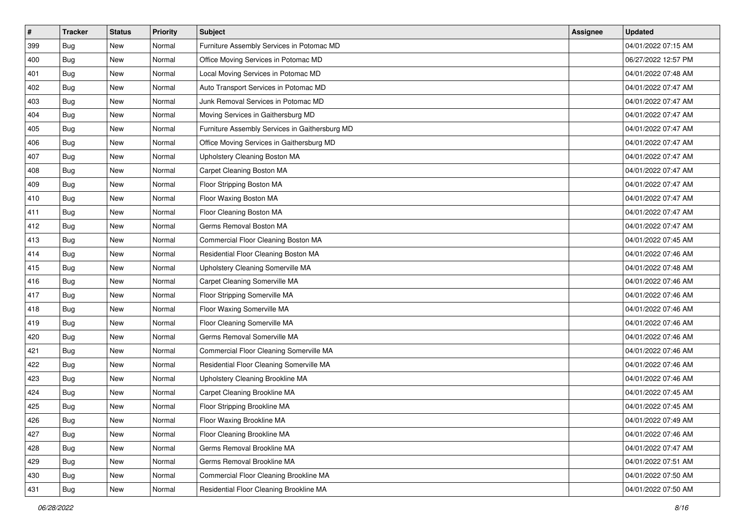| # | Tracker | Status | Priority | Subject | Assignee | Updated |
|---|---|---|---|---|---|---|
| 399 | Bug | New | Normal | Furniture Assembly Services in Potomac MD | | 04/01/2022 07:15 AM |
| 400 | Bug | New | Normal | Office Moving Services in Potomac MD | | 06/27/2022 12:57 PM |
| 401 | Bug | New | Normal | Local Moving Services in Potomac MD | | 04/01/2022 07:48 AM |
| 402 | Bug | New | Normal | Auto Transport Services in Potomac MD | | 04/01/2022 07:47 AM |
| 403 | Bug | New | Normal | Junk Removal Services in Potomac MD | | 04/01/2022 07:47 AM |
| 404 | Bug | New | Normal | Moving Services in Gaithersburg MD | | 04/01/2022 07:47 AM |
| 405 | Bug | New | Normal | Furniture Assembly Services in Gaithersburg MD | | 04/01/2022 07:47 AM |
| 406 | Bug | New | Normal | Office Moving Services in Gaithersburg MD | | 04/01/2022 07:47 AM |
| 407 | Bug | New | Normal | Upholstery Cleaning Boston MA | | 04/01/2022 07:47 AM |
| 408 | Bug | New | Normal | Carpet Cleaning Boston MA | | 04/01/2022 07:47 AM |
| 409 | Bug | New | Normal | Floor Stripping Boston MA | | 04/01/2022 07:47 AM |
| 410 | Bug | New | Normal | Floor Waxing Boston MA | | 04/01/2022 07:47 AM |
| 411 | Bug | New | Normal | Floor Cleaning Boston MA | | 04/01/2022 07:47 AM |
| 412 | Bug | New | Normal | Germs Removal Boston MA | | 04/01/2022 07:47 AM |
| 413 | Bug | New | Normal | Commercial Floor Cleaning Boston MA | | 04/01/2022 07:45 AM |
| 414 | Bug | New | Normal | Residential Floor Cleaning Boston MA | | 04/01/2022 07:46 AM |
| 415 | Bug | New | Normal | Upholstery Cleaning Somerville MA | | 04/01/2022 07:48 AM |
| 416 | Bug | New | Normal | Carpet Cleaning Somerville MA | | 04/01/2022 07:46 AM |
| 417 | Bug | New | Normal | Floor Stripping Somerville MA | | 04/01/2022 07:46 AM |
| 418 | Bug | New | Normal | Floor Waxing Somerville MA | | 04/01/2022 07:46 AM |
| 419 | Bug | New | Normal | Floor Cleaning Somerville MA | | 04/01/2022 07:46 AM |
| 420 | Bug | New | Normal | Germs Removal Somerville MA | | 04/01/2022 07:46 AM |
| 421 | Bug | New | Normal | Commercial Floor Cleaning Somerville MA | | 04/01/2022 07:46 AM |
| 422 | Bug | New | Normal | Residential Floor Cleaning Somerville MA | | 04/01/2022 07:46 AM |
| 423 | Bug | New | Normal | Upholstery Cleaning Brookline MA | | 04/01/2022 07:46 AM |
| 424 | Bug | New | Normal | Carpet Cleaning Brookline MA | | 04/01/2022 07:45 AM |
| 425 | Bug | New | Normal | Floor Stripping Brookline MA | | 04/01/2022 07:45 AM |
| 426 | Bug | New | Normal | Floor Waxing Brookline MA | | 04/01/2022 07:49 AM |
| 427 | Bug | New | Normal | Floor Cleaning Brookline MA | | 04/01/2022 07:46 AM |
| 428 | Bug | New | Normal | Germs Removal Brookline MA | | 04/01/2022 07:47 AM |
| 429 | Bug | New | Normal | Germs Removal Brookline MA | | 04/01/2022 07:51 AM |
| 430 | Bug | New | Normal | Commercial Floor Cleaning Brookline MA | | 04/01/2022 07:50 AM |
| 431 | Bug | New | Normal | Residential Floor Cleaning Brookline MA | | 04/01/2022 07:50 AM |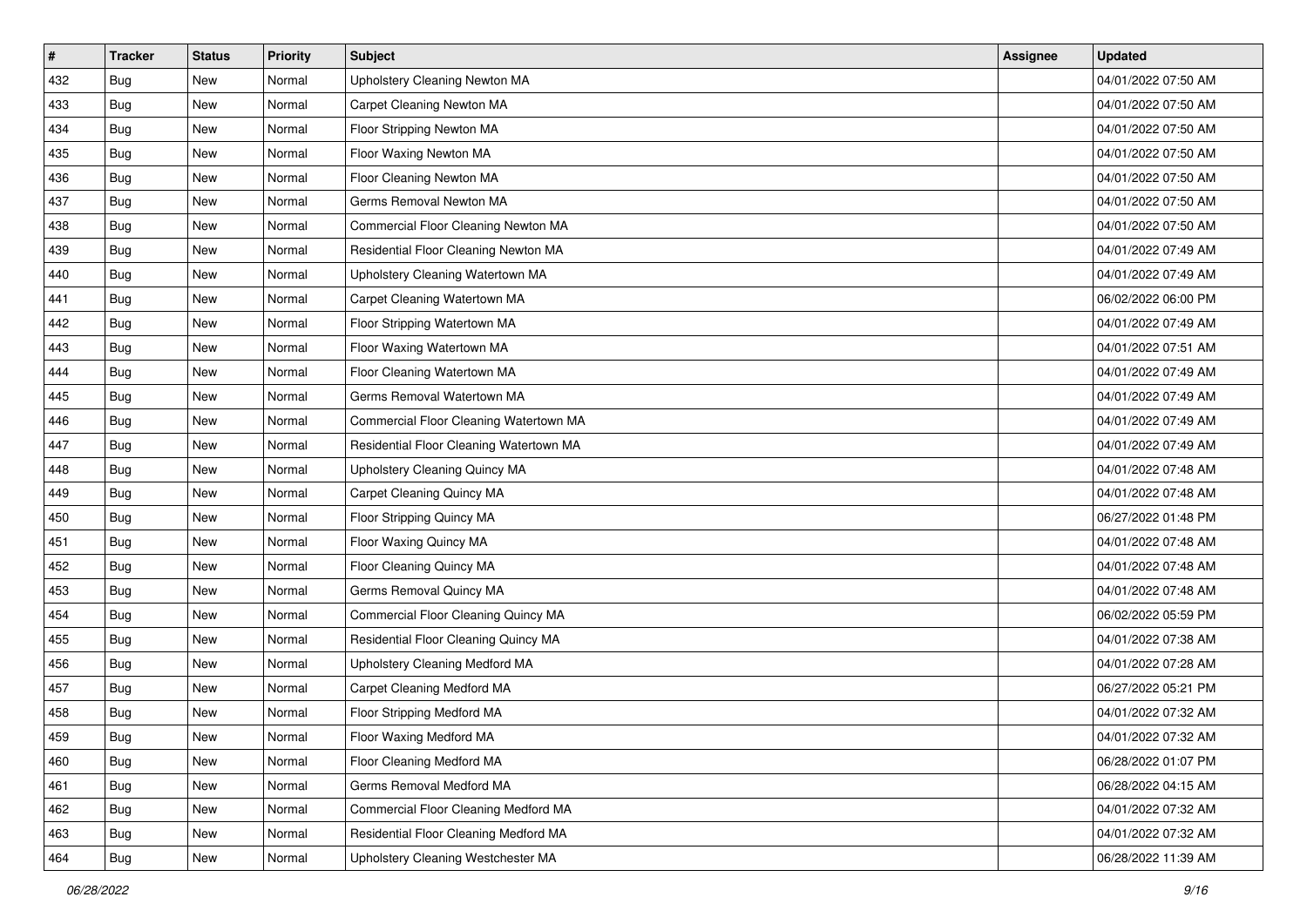| # | Tracker | Status | Priority | Subject | Assignee | Updated |
|---|---|---|---|---|---|---|
| 432 | Bug | New | Normal | Upholstery Cleaning Newton MA | | 04/01/2022 07:50 AM |
| 433 | Bug | New | Normal | Carpet Cleaning Newton MA | | 04/01/2022 07:50 AM |
| 434 | Bug | New | Normal | Floor Stripping Newton MA | | 04/01/2022 07:50 AM |
| 435 | Bug | New | Normal | Floor Waxing Newton MA | | 04/01/2022 07:50 AM |
| 436 | Bug | New | Normal | Floor Cleaning Newton MA | | 04/01/2022 07:50 AM |
| 437 | Bug | New | Normal | Germs Removal Newton MA | | 04/01/2022 07:50 AM |
| 438 | Bug | New | Normal | Commercial Floor Cleaning Newton MA | | 04/01/2022 07:50 AM |
| 439 | Bug | New | Normal | Residential Floor Cleaning Newton MA | | 04/01/2022 07:49 AM |
| 440 | Bug | New | Normal | Upholstery Cleaning Watertown MA | | 04/01/2022 07:49 AM |
| 441 | Bug | New | Normal | Carpet Cleaning Watertown MA | | 06/02/2022 06:00 PM |
| 442 | Bug | New | Normal | Floor Stripping Watertown MA | | 04/01/2022 07:49 AM |
| 443 | Bug | New | Normal | Floor Waxing Watertown MA | | 04/01/2022 07:51 AM |
| 444 | Bug | New | Normal | Floor Cleaning Watertown MA | | 04/01/2022 07:49 AM |
| 445 | Bug | New | Normal | Germs Removal Watertown MA | | 04/01/2022 07:49 AM |
| 446 | Bug | New | Normal | Commercial Floor Cleaning Watertown MA | | 04/01/2022 07:49 AM |
| 447 | Bug | New | Normal | Residential Floor Cleaning Watertown MA | | 04/01/2022 07:49 AM |
| 448 | Bug | New | Normal | Upholstery Cleaning Quincy MA | | 04/01/2022 07:48 AM |
| 449 | Bug | New | Normal | Carpet Cleaning Quincy MA | | 04/01/2022 07:48 AM |
| 450 | Bug | New | Normal | Floor Stripping Quincy MA | | 06/27/2022 01:48 PM |
| 451 | Bug | New | Normal | Floor Waxing Quincy MA | | 04/01/2022 07:48 AM |
| 452 | Bug | New | Normal | Floor Cleaning Quincy MA | | 04/01/2022 07:48 AM |
| 453 | Bug | New | Normal | Germs Removal Quincy MA | | 04/01/2022 07:48 AM |
| 454 | Bug | New | Normal | Commercial Floor Cleaning Quincy MA | | 06/02/2022 05:59 PM |
| 455 | Bug | New | Normal | Residential Floor Cleaning Quincy MA | | 04/01/2022 07:38 AM |
| 456 | Bug | New | Normal | Upholstery Cleaning Medford MA | | 04/01/2022 07:28 AM |
| 457 | Bug | New | Normal | Carpet Cleaning Medford MA | | 06/27/2022 05:21 PM |
| 458 | Bug | New | Normal | Floor Stripping Medford MA | | 04/01/2022 07:32 AM |
| 459 | Bug | New | Normal | Floor Waxing Medford MA | | 04/01/2022 07:32 AM |
| 460 | Bug | New | Normal | Floor Cleaning Medford MA | | 06/28/2022 01:07 PM |
| 461 | Bug | New | Normal | Germs Removal Medford MA | | 06/28/2022 04:15 AM |
| 462 | Bug | New | Normal | Commercial Floor Cleaning Medford MA | | 04/01/2022 07:32 AM |
| 463 | Bug | New | Normal | Residential Floor Cleaning Medford MA | | 04/01/2022 07:32 AM |
| 464 | Bug | New | Normal | Upholstery Cleaning Westchester MA | | 06/28/2022 11:39 AM |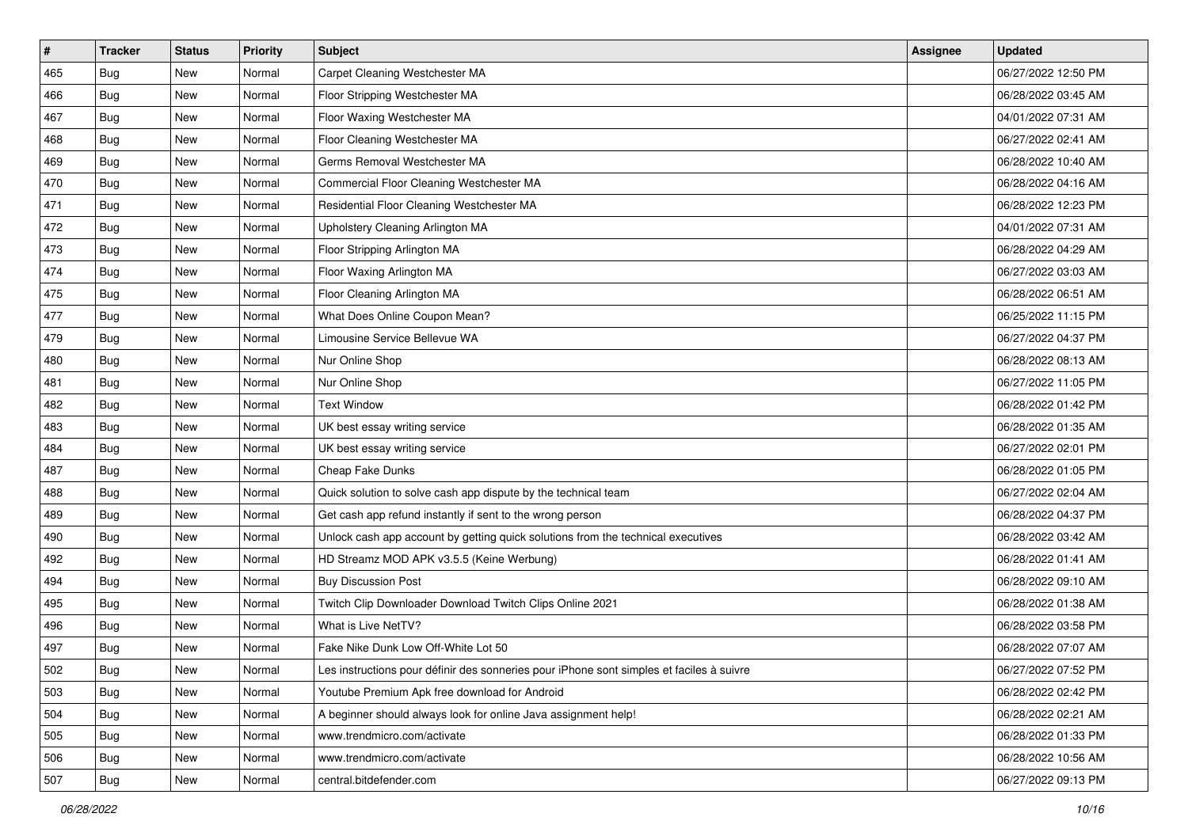| # | Tracker | Status | Priority | Subject | Assignee | Updated |
| --- | --- | --- | --- | --- | --- | --- |
| 465 | Bug | New | Normal | Carpet Cleaning Westchester MA | | 06/27/2022 12:50 PM |
| 466 | Bug | New | Normal | Floor Stripping Westchester MA | | 06/28/2022 03:45 AM |
| 467 | Bug | New | Normal | Floor Waxing Westchester MA | | 04/01/2022 07:31 AM |
| 468 | Bug | New | Normal | Floor Cleaning Westchester MA | | 06/27/2022 02:41 AM |
| 469 | Bug | New | Normal | Germs Removal Westchester MA | | 06/28/2022 10:40 AM |
| 470 | Bug | New | Normal | Commercial Floor Cleaning Westchester MA | | 06/28/2022 04:16 AM |
| 471 | Bug | New | Normal | Residential Floor Cleaning Westchester MA | | 06/28/2022 12:23 PM |
| 472 | Bug | New | Normal | Upholstery Cleaning Arlington MA | | 04/01/2022 07:31 AM |
| 473 | Bug | New | Normal | Floor Stripping Arlington MA | | 06/28/2022 04:29 AM |
| 474 | Bug | New | Normal | Floor Waxing Arlington MA | | 06/27/2022 03:03 AM |
| 475 | Bug | New | Normal | Floor Cleaning Arlington MA | | 06/28/2022 06:51 AM |
| 477 | Bug | New | Normal | What Does Online Coupon Mean? | | 06/25/2022 11:15 PM |
| 479 | Bug | New | Normal | Limousine Service Bellevue WA | | 06/27/2022 04:37 PM |
| 480 | Bug | New | Normal | Nur Online Shop | | 06/28/2022 08:13 AM |
| 481 | Bug | New | Normal | Nur Online Shop | | 06/27/2022 11:05 PM |
| 482 | Bug | New | Normal | Text Window | | 06/28/2022 01:42 PM |
| 483 | Bug | New | Normal | UK best essay writing service | | 06/28/2022 01:35 AM |
| 484 | Bug | New | Normal | UK best essay writing service | | 06/27/2022 02:01 PM |
| 487 | Bug | New | Normal | Cheap Fake Dunks | | 06/28/2022 01:05 PM |
| 488 | Bug | New | Normal | Quick solution to solve cash app dispute by the technical team | | 06/27/2022 02:04 AM |
| 489 | Bug | New | Normal | Get cash app refund instantly if sent to the wrong person | | 06/28/2022 04:37 PM |
| 490 | Bug | New | Normal | Unlock cash app account by getting quick solutions from the technical executives | | 06/28/2022 03:42 AM |
| 492 | Bug | New | Normal | HD Streamz MOD APK v3.5.5 (Keine Werbung) | | 06/28/2022 01:41 AM |
| 494 | Bug | New | Normal | Buy Discussion Post | | 06/28/2022 09:10 AM |
| 495 | Bug | New | Normal | Twitch Clip Downloader Download Twitch Clips Online 2021 | | 06/28/2022 01:38 AM |
| 496 | Bug | New | Normal | What is Live NetTV? | | 06/28/2022 03:58 PM |
| 497 | Bug | New | Normal | Fake Nike Dunk Low Off-White Lot 50 | | 06/28/2022 07:07 AM |
| 502 | Bug | New | Normal | Les instructions pour définir des sonneries pour iPhone sont simples et faciles à suivre | | 06/27/2022 07:52 PM |
| 503 | Bug | New | Normal | Youtube Premium Apk free download for Android | | 06/28/2022 02:42 PM |
| 504 | Bug | New | Normal | A beginner should always look for online Java assignment help! | | 06/28/2022 02:21 AM |
| 505 | Bug | New | Normal | www.trendmicro.com/activate | | 06/28/2022 01:33 PM |
| 506 | Bug | New | Normal | www.trendmicro.com/activate | | 06/28/2022 10:56 AM |
| 507 | Bug | New | Normal | central.bitdefender.com | | 06/27/2022 09:13 PM |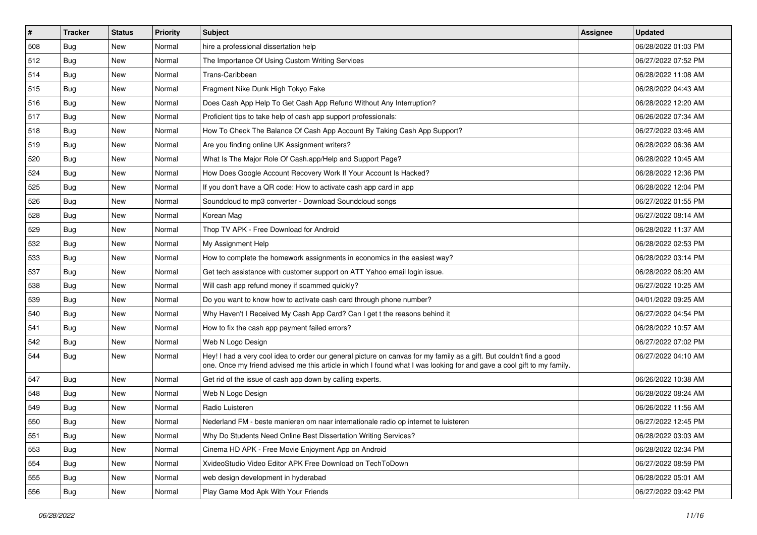| # | Tracker | Status | Priority | Subject | Assignee | Updated |
|---|---|---|---|---|---|---|
| 508 | Bug | New | Normal | hire a professional dissertation help | | 06/28/2022 01:03 PM |
| 512 | Bug | New | Normal | The Importance Of Using Custom Writing Services | | 06/27/2022 07:52 PM |
| 514 | Bug | New | Normal | Trans-Caribbean | | 06/28/2022 11:08 AM |
| 515 | Bug | New | Normal | Fragment Nike Dunk High Tokyo Fake | | 06/28/2022 04:43 AM |
| 516 | Bug | New | Normal | Does Cash App Help To Get Cash App Refund Without Any Interruption? | | 06/28/2022 12:20 AM |
| 517 | Bug | New | Normal | Proficient tips to take help of cash app support professionals: | | 06/26/2022 07:34 AM |
| 518 | Bug | New | Normal | How To Check The Balance Of Cash App Account By Taking Cash App Support? | | 06/27/2022 03:46 AM |
| 519 | Bug | New | Normal | Are you finding online UK Assignment writers? | | 06/28/2022 06:36 AM |
| 520 | Bug | New | Normal | What Is The Major Role Of Cash.app/Help and Support Page? | | 06/28/2022 10:45 AM |
| 524 | Bug | New | Normal | How Does Google Account Recovery Work If Your Account Is Hacked? | | 06/28/2022 12:36 PM |
| 525 | Bug | New | Normal | If you don't have a QR code: How to activate cash app card in app | | 06/28/2022 12:04 PM |
| 526 | Bug | New | Normal | Soundcloud to mp3 converter - Download Soundcloud songs | | 06/27/2022 01:55 PM |
| 528 | Bug | New | Normal | Korean Mag | | 06/27/2022 08:14 AM |
| 529 | Bug | New | Normal | Thop TV APK - Free Download for Android | | 06/28/2022 11:37 AM |
| 532 | Bug | New | Normal | My Assignment Help | | 06/28/2022 02:53 PM |
| 533 | Bug | New | Normal | How to complete the homework assignments in economics in the easiest way? | | 06/28/2022 03:14 PM |
| 537 | Bug | New | Normal | Get tech assistance with customer support on ATT Yahoo email login issue. | | 06/28/2022 06:20 AM |
| 538 | Bug | New | Normal | Will cash app refund money if scammed quickly? | | 06/27/2022 10:25 AM |
| 539 | Bug | New | Normal | Do you want to know how to activate cash card through phone number? | | 04/01/2022 09:25 AM |
| 540 | Bug | New | Normal | Why Haven't I Received My Cash App Card? Can I get t the reasons behind it | | 06/27/2022 04:54 PM |
| 541 | Bug | New | Normal | How to fix the cash app payment failed errors? | | 06/28/2022 10:57 AM |
| 542 | Bug | New | Normal | Web N Logo Design | | 06/27/2022 07:02 PM |
| 544 | Bug | New | Normal | Hey! I had a very cool idea to order our general picture on canvas for my family as a gift. But couldn't find a good one. Once my friend advised me this article in which I found what I was looking for and gave a cool gift to my family. | | 06/27/2022 04:10 AM |
| 547 | Bug | New | Normal | Get rid of the issue of cash app down by calling experts. | | 06/26/2022 10:38 AM |
| 548 | Bug | New | Normal | Web N Logo Design | | 06/28/2022 08:24 AM |
| 549 | Bug | New | Normal | Radio Luisteren | | 06/26/2022 11:56 AM |
| 550 | Bug | New | Normal | Nederland FM - beste manieren om naar internationale radio op internet te luisteren | | 06/27/2022 12:45 PM |
| 551 | Bug | New | Normal | Why Do Students Need Online Best Dissertation Writing Services? | | 06/28/2022 03:03 AM |
| 553 | Bug | New | Normal | Cinema HD APK - Free Movie Enjoyment App on Android | | 06/28/2022 02:34 PM |
| 554 | Bug | New | Normal | XvideoStudio Video Editor APK Free Download on TechToDown | | 06/27/2022 08:59 PM |
| 555 | Bug | New | Normal | web design development in hyderabad | | 06/28/2022 05:01 AM |
| 556 | Bug | New | Normal | Play Game Mod Apk With Your Friends | | 06/27/2022 09:42 PM |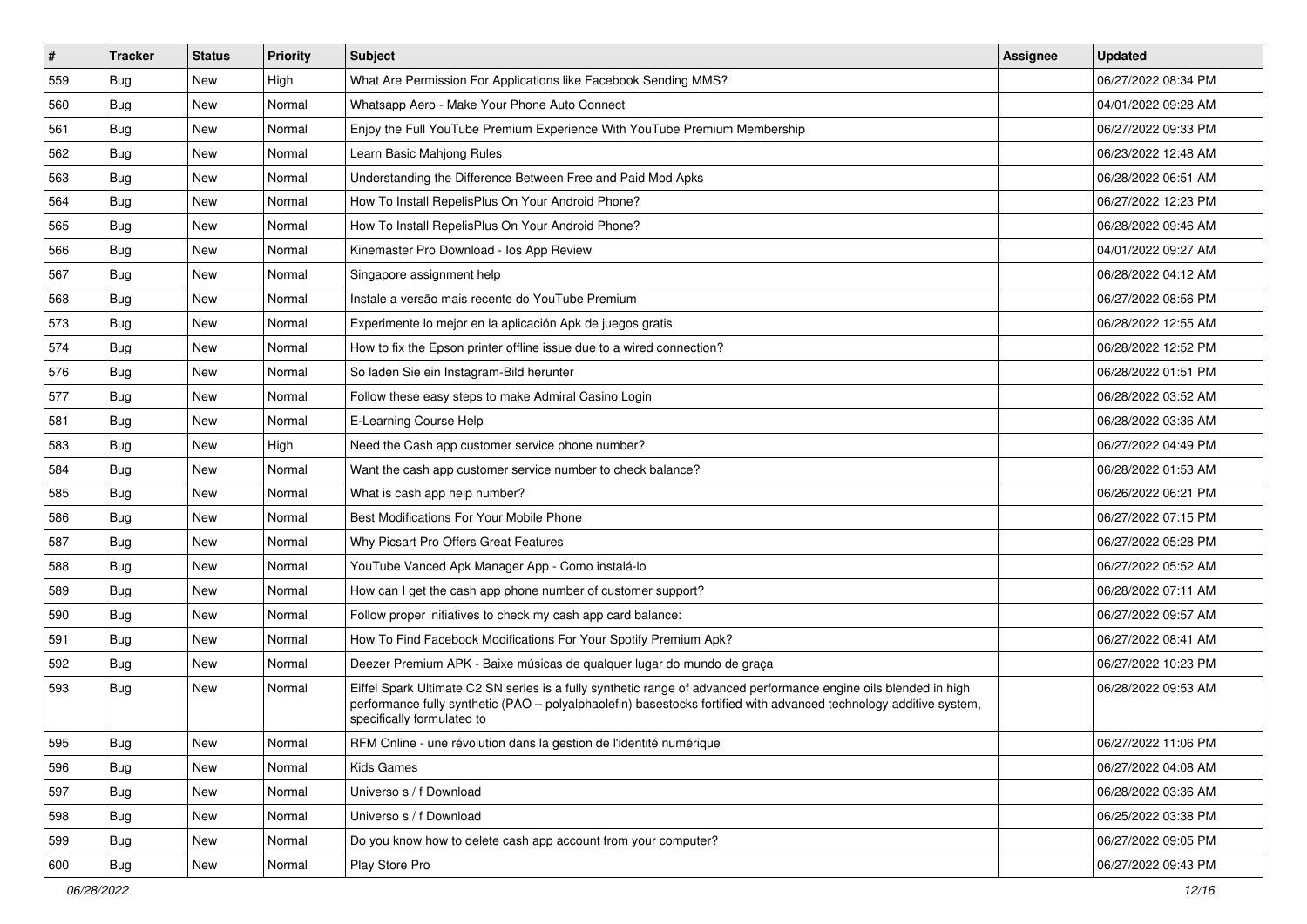| # | Tracker | Status | Priority | Subject | Assignee | Updated |
|---|---|---|---|---|---|---|
| 559 | Bug | New | High | What Are Permission For Applications like Facebook Sending MMS? | | 06/27/2022 08:34 PM |
| 560 | Bug | New | Normal | Whatsapp Aero - Make Your Phone Auto Connect | | 04/01/2022 09:28 AM |
| 561 | Bug | New | Normal | Enjoy the Full YouTube Premium Experience With YouTube Premium Membership | | 06/27/2022 09:33 PM |
| 562 | Bug | New | Normal | Learn Basic Mahjong Rules | | 06/23/2022 12:48 AM |
| 563 | Bug | New | Normal | Understanding the Difference Between Free and Paid Mod Apks | | 06/28/2022 06:51 AM |
| 564 | Bug | New | Normal | How To Install RepelisPlus On Your Android Phone? | | 06/27/2022 12:23 PM |
| 565 | Bug | New | Normal | How To Install RepelisPlus On Your Android Phone? | | 06/28/2022 09:46 AM |
| 566 | Bug | New | Normal | Kinemaster Pro Download - Ios App Review | | 04/01/2022 09:27 AM |
| 567 | Bug | New | Normal | Singapore assignment help | | 06/28/2022 04:12 AM |
| 568 | Bug | New | Normal | Instale a versão mais recente do YouTube Premium | | 06/27/2022 08:56 PM |
| 573 | Bug | New | Normal | Experimente lo mejor en la aplicación Apk de juegos gratis | | 06/28/2022 12:55 AM |
| 574 | Bug | New | Normal | How to fix the Epson printer offline issue due to a wired connection? | | 06/28/2022 12:52 PM |
| 576 | Bug | New | Normal | So laden Sie ein Instagram-Bild herunter | | 06/28/2022 01:51 PM |
| 577 | Bug | New | Normal | Follow these easy steps to make Admiral Casino Login | | 06/28/2022 03:52 AM |
| 581 | Bug | New | Normal | E-Learning Course Help | | 06/28/2022 03:36 AM |
| 583 | Bug | New | High | Need the Cash app customer service phone number? | | 06/27/2022 04:49 PM |
| 584 | Bug | New | Normal | Want the cash app customer service number to check balance? | | 06/28/2022 01:53 AM |
| 585 | Bug | New | Normal | What is cash app help number? | | 06/26/2022 06:21 PM |
| 586 | Bug | New | Normal | Best Modifications For Your Mobile Phone | | 06/27/2022 07:15 PM |
| 587 | Bug | New | Normal | Why Picsart Pro Offers Great Features | | 06/27/2022 05:28 PM |
| 588 | Bug | New | Normal | YouTube Vanced Apk Manager App - Como instalá-lo | | 06/27/2022 05:52 AM |
| 589 | Bug | New | Normal | How can I get the cash app phone number of customer support? | | 06/28/2022 07:11 AM |
| 590 | Bug | New | Normal | Follow proper initiatives to check my cash app card balance: | | 06/27/2022 09:57 AM |
| 591 | Bug | New | Normal | How To Find Facebook Modifications For Your Spotify Premium Apk? | | 06/27/2022 08:41 AM |
| 592 | Bug | New | Normal | Deezer Premium APK - Baixe músicas de qualquer lugar do mundo de graça | | 06/27/2022 10:23 PM |
| 593 | Bug | New | Normal | Eiffel Spark Ultimate C2 SN series is a fully synthetic range of advanced performance engine oils blended in high performance fully synthetic (PAO – polyalphaolefin) basestocks fortified with advanced technology additive system, specifically formulated to | | 06/28/2022 09:53 AM |
| 595 | Bug | New | Normal | RFM Online - une révolution dans la gestion de l'identité numérique | | 06/27/2022 11:06 PM |
| 596 | Bug | New | Normal | Kids Games | | 06/27/2022 04:08 AM |
| 597 | Bug | New | Normal | Universo s / f Download | | 06/28/2022 03:36 AM |
| 598 | Bug | New | Normal | Universo s / f Download | | 06/25/2022 03:38 PM |
| 599 | Bug | New | Normal | Do you know how to delete cash app account from your computer? | | 06/27/2022 09:05 PM |
| 600 | Bug | New | Normal | Play Store Pro | | 06/27/2022 09:43 PM |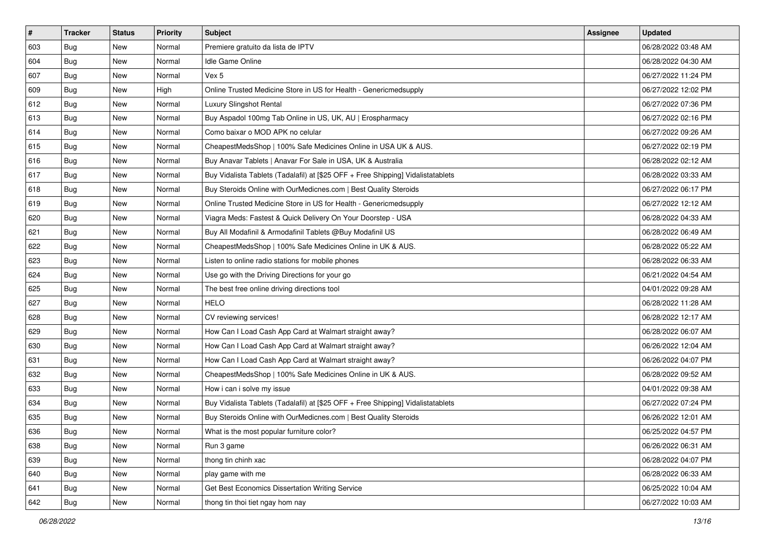| # | Tracker | Status | Priority | Subject | Assignee | Updated |
|---|---|---|---|---|---|---|
| 603 | Bug | New | Normal | Premiere gratuito da lista de IPTV | | 06/28/2022 03:48 AM |
| 604 | Bug | New | Normal | Idle Game Online | | 06/28/2022 04:30 AM |
| 607 | Bug | New | Normal | Vex 5 | | 06/27/2022 11:24 PM |
| 609 | Bug | New | High | Online Trusted Medicine Store in US for Health - Genericmedsupply | | 06/27/2022 12:02 PM |
| 612 | Bug | New | Normal | Luxury Slingshot Rental | | 06/27/2022 07:36 PM |
| 613 | Bug | New | Normal | Buy Aspadol 100mg Tab Online in US, UK, AU \| Erospharmacy | | 06/27/2022 02:16 PM |
| 614 | Bug | New | Normal | Como baixar o MOD APK no celular | | 06/27/2022 09:26 AM |
| 615 | Bug | New | Normal | CheapestMedsShop \| 100% Safe Medicines Online in USA UK & AUS. | | 06/27/2022 02:19 PM |
| 616 | Bug | New | Normal | Buy Anavar Tablets \| Anavar For Sale in USA, UK & Australia | | 06/28/2022 02:12 AM |
| 617 | Bug | New | Normal | Buy Vidalista Tablets (Tadalafil) at [$25 OFF + Free Shipping] Vidalistatablets | | 06/28/2022 03:33 AM |
| 618 | Bug | New | Normal | Buy Steroids Online with OurMedicnes.com \| Best Quality Steroids | | 06/27/2022 06:17 PM |
| 619 | Bug | New | Normal | Online Trusted Medicine Store in US for Health - Genericmedsupply | | 06/27/2022 12:12 AM |
| 620 | Bug | New | Normal | Viagra Meds: Fastest & Quick Delivery On Your Doorstep - USA | | 06/28/2022 04:33 AM |
| 621 | Bug | New | Normal | Buy All Modafinil & Armodafinil Tablets @Buy Modafinil US | | 06/28/2022 06:49 AM |
| 622 | Bug | New | Normal | CheapestMedsShop \| 100% Safe Medicines Online in UK & AUS. | | 06/28/2022 05:22 AM |
| 623 | Bug | New | Normal | Listen to online radio stations for mobile phones | | 06/28/2022 06:33 AM |
| 624 | Bug | New | Normal | Use go with the Driving Directions for your go | | 06/21/2022 04:54 AM |
| 625 | Bug | New | Normal | The best free online driving directions tool | | 04/01/2022 09:28 AM |
| 627 | Bug | New | Normal | HELO | | 06/28/2022 11:28 AM |
| 628 | Bug | New | Normal | CV reviewing services! | | 06/28/2022 12:17 AM |
| 629 | Bug | New | Normal | How Can I Load Cash App Card at Walmart straight away? | | 06/28/2022 06:07 AM |
| 630 | Bug | New | Normal | How Can I Load Cash App Card at Walmart straight away? | | 06/26/2022 12:04 AM |
| 631 | Bug | New | Normal | How Can I Load Cash App Card at Walmart straight away? | | 06/26/2022 04:07 PM |
| 632 | Bug | New | Normal | CheapestMedsShop \| 100% Safe Medicines Online in UK & AUS. | | 06/28/2022 09:52 AM |
| 633 | Bug | New | Normal | How i can i solve my issue | | 04/01/2022 09:38 AM |
| 634 | Bug | New | Normal | Buy Vidalista Tablets (Tadalafil) at [$25 OFF + Free Shipping] Vidalistatablets | | 06/27/2022 07:24 PM |
| 635 | Bug | New | Normal | Buy Steroids Online with OurMedicnes.com \| Best Quality Steroids | | 06/26/2022 12:01 AM |
| 636 | Bug | New | Normal | What is the most popular furniture color? | | 06/25/2022 04:57 PM |
| 638 | Bug | New | Normal | Run 3 game | | 06/26/2022 06:31 AM |
| 639 | Bug | New | Normal | thong tin chinh xac | | 06/28/2022 04:07 PM |
| 640 | Bug | New | Normal | play game with me | | 06/28/2022 06:33 AM |
| 641 | Bug | New | Normal | Get Best Economics Dissertation Writing Service | | 06/25/2022 10:04 AM |
| 642 | Bug | New | Normal | thong tin thoi tiet ngay hom nay | | 06/27/2022 10:03 AM |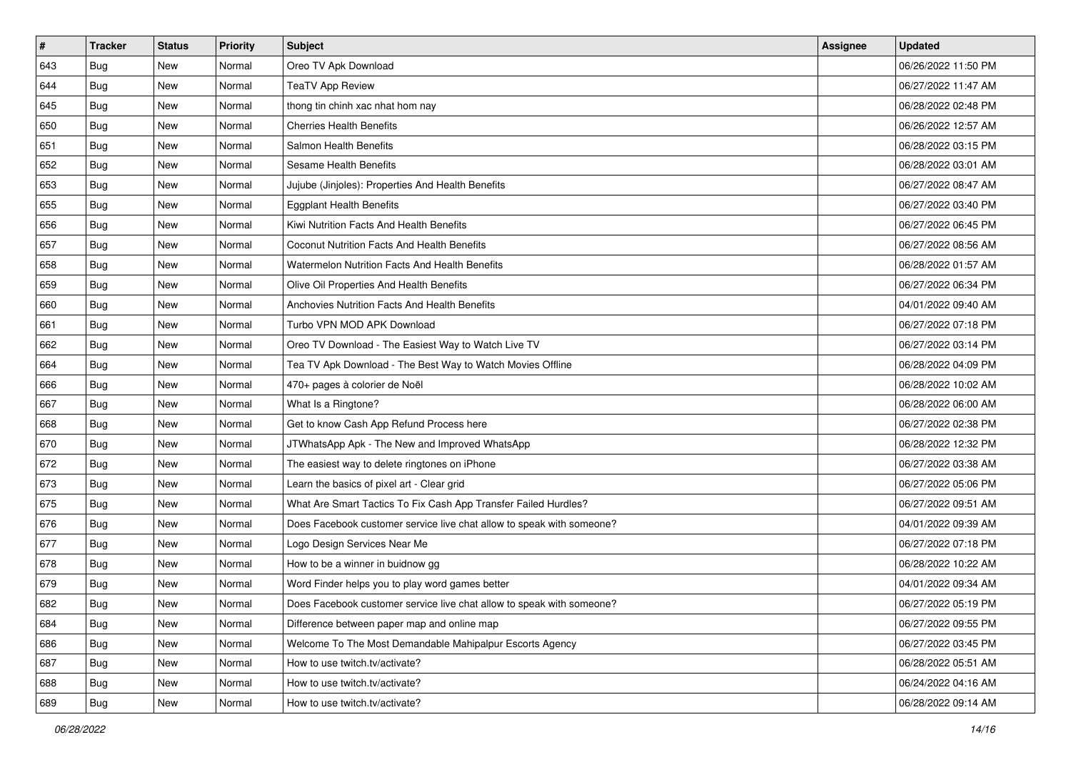| # | Tracker | Status | Priority | Subject | Assignee | Updated |
|---|---|---|---|---|---|---|
| 643 | Bug | New | Normal | Oreo TV Apk Download | | 06/26/2022 11:50 PM |
| 644 | Bug | New | Normal | TeaTV App Review | | 06/27/2022 11:47 AM |
| 645 | Bug | New | Normal | thong tin chinh xac nhat hom nay | | 06/28/2022 02:48 PM |
| 650 | Bug | New | Normal | Cherries Health Benefits | | 06/26/2022 12:57 AM |
| 651 | Bug | New | Normal | Salmon Health Benefits | | 06/28/2022 03:15 PM |
| 652 | Bug | New | Normal | Sesame Health Benefits | | 06/28/2022 03:01 AM |
| 653 | Bug | New | Normal | Jujube (Jinjoles): Properties And Health Benefits | | 06/27/2022 08:47 AM |
| 655 | Bug | New | Normal | Eggplant Health Benefits | | 06/27/2022 03:40 PM |
| 656 | Bug | New | Normal | Kiwi Nutrition Facts And Health Benefits | | 06/27/2022 06:45 PM |
| 657 | Bug | New | Normal | Coconut Nutrition Facts And Health Benefits | | 06/27/2022 08:56 AM |
| 658 | Bug | New | Normal | Watermelon Nutrition Facts And Health Benefits | | 06/28/2022 01:57 AM |
| 659 | Bug | New | Normal | Olive Oil Properties And Health Benefits | | 06/27/2022 06:34 PM |
| 660 | Bug | New | Normal | Anchovies Nutrition Facts And Health Benefits | | 04/01/2022 09:40 AM |
| 661 | Bug | New | Normal | Turbo VPN MOD APK Download | | 06/27/2022 07:18 PM |
| 662 | Bug | New | Normal | Oreo TV Download - The Easiest Way to Watch Live TV | | 06/27/2022 03:14 PM |
| 664 | Bug | New | Normal | Tea TV Apk Download - The Best Way to Watch Movies Offline | | 06/28/2022 04:09 PM |
| 666 | Bug | New | Normal | 470+ pages à colorier de Noël | | 06/28/2022 10:02 AM |
| 667 | Bug | New | Normal | What Is a Ringtone? | | 06/28/2022 06:00 AM |
| 668 | Bug | New | Normal | Get to know Cash App Refund Process here | | 06/27/2022 02:38 PM |
| 670 | Bug | New | Normal | JTWhatsApp Apk - The New and Improved WhatsApp | | 06/28/2022 12:32 PM |
| 672 | Bug | New | Normal | The easiest way to delete ringtones on iPhone | | 06/27/2022 03:38 AM |
| 673 | Bug | New | Normal | Learn the basics of pixel art - Clear grid | | 06/27/2022 05:06 PM |
| 675 | Bug | New | Normal | What Are Smart Tactics To Fix Cash App Transfer Failed Hurdles? | | 06/27/2022 09:51 AM |
| 676 | Bug | New | Normal | Does Facebook customer service live chat allow to speak with someone? | | 04/01/2022 09:39 AM |
| 677 | Bug | New | Normal | Logo Design Services Near Me | | 06/27/2022 07:18 PM |
| 678 | Bug | New | Normal | How to be a winner in buidnow gg | | 06/28/2022 10:22 AM |
| 679 | Bug | New | Normal | Word Finder helps you to play word games better | | 04/01/2022 09:34 AM |
| 682 | Bug | New | Normal | Does Facebook customer service live chat allow to speak with someone? | | 06/27/2022 05:19 PM |
| 684 | Bug | New | Normal | Difference between paper map and online map | | 06/27/2022 09:55 PM |
| 686 | Bug | New | Normal | Welcome To The Most Demandable Mahipalpur Escorts Agency | | 06/27/2022 03:45 PM |
| 687 | Bug | New | Normal | How to use twitch.tv/activate? | | 06/28/2022 05:51 AM |
| 688 | Bug | New | Normal | How to use twitch.tv/activate? | | 06/24/2022 04:16 AM |
| 689 | Bug | New | Normal | How to use twitch.tv/activate? | | 06/28/2022 09:14 AM |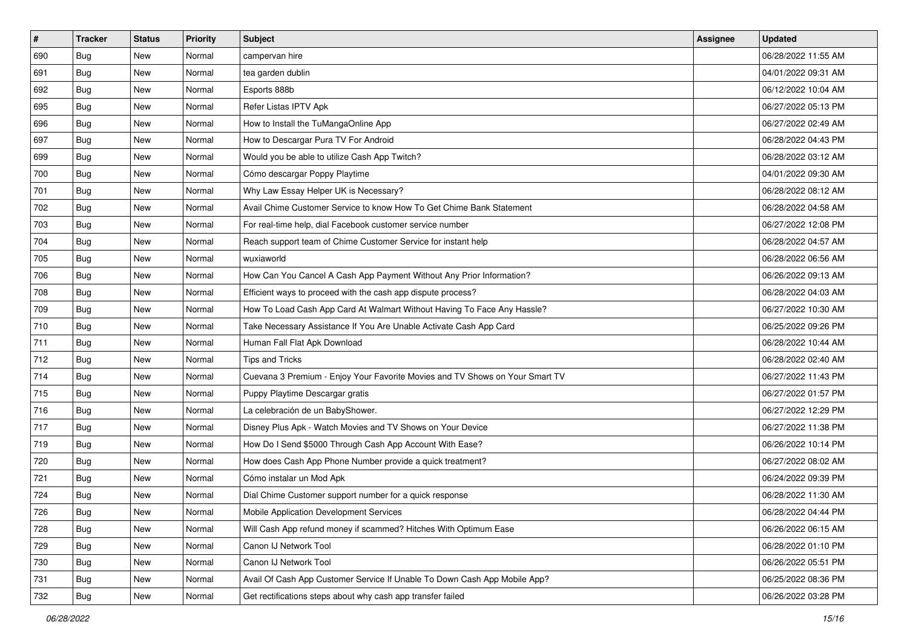| # | Tracker | Status | Priority | Subject | Assignee | Updated |
|---|---|---|---|---|---|---|
| 690 | Bug | New | Normal | campervan hire | | 06/28/2022 11:55 AM |
| 691 | Bug | New | Normal | tea garden dublin | | 04/01/2022 09:31 AM |
| 692 | Bug | New | Normal | Esports 888b | | 06/12/2022 10:04 AM |
| 695 | Bug | New | Normal | Refer Listas IPTV Apk | | 06/27/2022 05:13 PM |
| 696 | Bug | New | Normal | How to Install the TuMangaOnline App | | 06/27/2022 02:49 AM |
| 697 | Bug | New | Normal | How to Descargar Pura TV For Android | | 06/28/2022 04:43 PM |
| 699 | Bug | New | Normal | Would you be able to utilize Cash App Twitch? | | 06/28/2022 03:12 AM |
| 700 | Bug | New | Normal | Cómo descargar Poppy Playtime | | 04/01/2022 09:30 AM |
| 701 | Bug | New | Normal | Why Law Essay Helper UK is Necessary? | | 06/28/2022 08:12 AM |
| 702 | Bug | New | Normal | Avail Chime Customer Service to know How To Get Chime Bank Statement | | 06/28/2022 04:58 AM |
| 703 | Bug | New | Normal | For real-time help, dial Facebook customer service number | | 06/27/2022 12:08 PM |
| 704 | Bug | New | Normal | Reach support team of Chime Customer Service for instant help | | 06/28/2022 04:57 AM |
| 705 | Bug | New | Normal | wuxiaworld | | 06/28/2022 06:56 AM |
| 706 | Bug | New | Normal | How Can You Cancel A Cash App Payment Without Any Prior Information? | | 06/26/2022 09:13 AM |
| 708 | Bug | New | Normal | Efficient ways to proceed with the cash app dispute process? | | 06/28/2022 04:03 AM |
| 709 | Bug | New | Normal | How To Load Cash App Card At Walmart Without Having To Face Any Hassle? | | 06/27/2022 10:30 AM |
| 710 | Bug | New | Normal | Take Necessary Assistance If You Are Unable Activate Cash App Card | | 06/25/2022 09:26 PM |
| 711 | Bug | New | Normal | Human Fall Flat Apk Download | | 06/28/2022 10:44 AM |
| 712 | Bug | New | Normal | Tips and Tricks | | 06/28/2022 02:40 AM |
| 714 | Bug | New | Normal | Cuevana 3 Premium - Enjoy Your Favorite Movies and TV Shows on Your Smart TV | | 06/27/2022 11:43 PM |
| 715 | Bug | New | Normal | Puppy Playtime Descargar gratis | | 06/27/2022 01:57 PM |
| 716 | Bug | New | Normal | La celebración de un BabyShower. | | 06/27/2022 12:29 PM |
| 717 | Bug | New | Normal | Disney Plus Apk - Watch Movies and TV Shows on Your Device | | 06/27/2022 11:38 PM |
| 719 | Bug | New | Normal | How Do I Send $5000 Through Cash App Account With Ease? | | 06/26/2022 10:14 PM |
| 720 | Bug | New | Normal | How does Cash App Phone Number provide a quick treatment? | | 06/27/2022 08:02 AM |
| 721 | Bug | New | Normal | Cómo instalar un Mod Apk | | 06/24/2022 09:39 PM |
| 724 | Bug | New | Normal | Dial Chime Customer support number for a quick response | | 06/28/2022 11:30 AM |
| 726 | Bug | New | Normal | Mobile Application Development Services | | 06/28/2022 04:44 PM |
| 728 | Bug | New | Normal | Will Cash App refund money if scammed? Hitches With Optimum Ease | | 06/26/2022 06:15 AM |
| 729 | Bug | New | Normal | Canon IJ Network Tool | | 06/28/2022 01:10 PM |
| 730 | Bug | New | Normal | Canon IJ Network Tool | | 06/26/2022 05:51 PM |
| 731 | Bug | New | Normal | Avail Of Cash App Customer Service If Unable To Down Cash App Mobile App? | | 06/25/2022 08:36 PM |
| 732 | Bug | New | Normal | Get rectifications steps about why cash app transfer failed | | 06/26/2022 03:28 PM |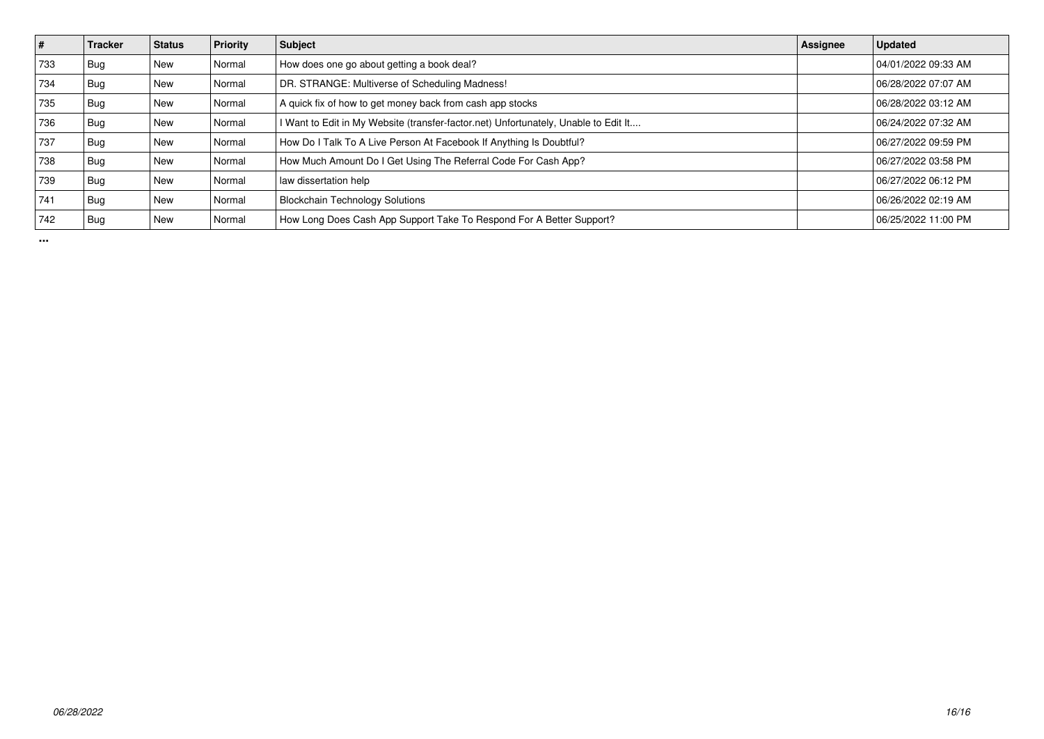| # | Tracker | Status | Priority | Subject | Assignee | Updated |
|---|---|---|---|---|---|---|
| 733 | Bug | New | Normal | How does one go about getting a book deal? | | 04/01/2022 09:33 AM |
| 734 | Bug | New | Normal | DR. STRANGE: Multiverse of Scheduling Madness! | | 06/28/2022 07:07 AM |
| 735 | Bug | New | Normal | A quick fix of how to get money back from cash app stocks | | 06/28/2022 03:12 AM |
| 736 | Bug | New | Normal | I Want to Edit in My Website (transfer-factor.net) Unfortunately, Unable to Edit It.... | | 06/24/2022 07:32 AM |
| 737 | Bug | New | Normal | How Do I Talk To A Live Person At Facebook If Anything Is Doubtful? | | 06/27/2022 09:59 PM |
| 738 | Bug | New | Normal | How Much Amount Do I Get Using The Referral Code For Cash App? | | 06/27/2022 03:58 PM |
| 739 | Bug | New | Normal | law dissertation help | | 06/27/2022 06:12 PM |
| 741 | Bug | New | Normal | Blockchain Technology Solutions | | 06/26/2022 02:19 AM |
| 742 | Bug | New | Normal | How Long Does Cash App Support Take To Respond For A Better Support? | | 06/25/2022 11:00 PM |

...